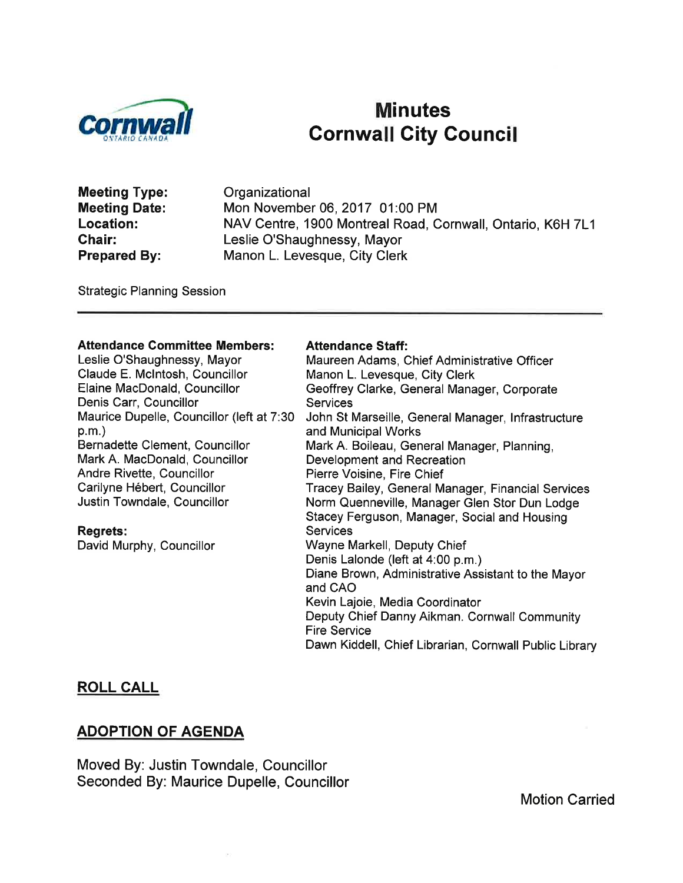# Minutes
# Cornwall City Council

**Meeting Type:** Organizational
**Meeting Date:** Mon November 06, 2017 01:00 PM
**Location:** NAV Centre, 1900 Montreal Road, Cornwall, Ontario, K6H 7L1
**Chair:** Leslie O'Shaughnessy, Mayor
**Prepared By:** Manon L. Levesque, City Clerk

Strategic Planning Session

---

**Attendance Committee Members:**
Leslie O'Shaughnessy, Mayor
Claude E. McIntosh, Councillor
Elaine MacDonald, Councillor
Denis Carr, Councillor
Maurice Dupelle, Councillor (left at 7:30 p.m.)
Bernadette Clement, Councillor
Mark A. MacDonald, Councillor
Andre Rivette, Councillor
Carilyne Hébert, Councillor
Justin Towndale, Councillor

**Regrets:**
David Murphy, Councillor

**Attendance Staff:**
Maureen Adams, Chief Administrative Officer
Manon L. Levesque, City Clerk
Geoffrey Clarke, General Manager, Corporate Services
John St Marseille, General Manager, Infrastructure and Municipal Works
Mark A. Boileau, General Manager, Planning, Development and Recreation
Pierre Voisine, Fire Chief
Tracey Bailey, General Manager, Financial Services
Norm Quenneville, Manager Glen Stor Dun Lodge
Stacey Ferguson, Manager, Social and Housing Services
Wayne Markell, Deputy Chief
Denis Lalonde (left at 4:00 p.m.)
Diane Brown, Administrative Assistant to the Mayor and CAO
Kevin Lajoie, Media Coordinator
Deputy Chief Danny Aikman. Cornwall Community Fire Service
Dawn Kiddell, Chief Librarian, Cornwall Public Library

## ROLL CALL

## ADOPTION OF AGENDA

Moved By: Justin Towndale, Councillor
Seconded By: Maurice Dupelle, Councillor

Motion Carried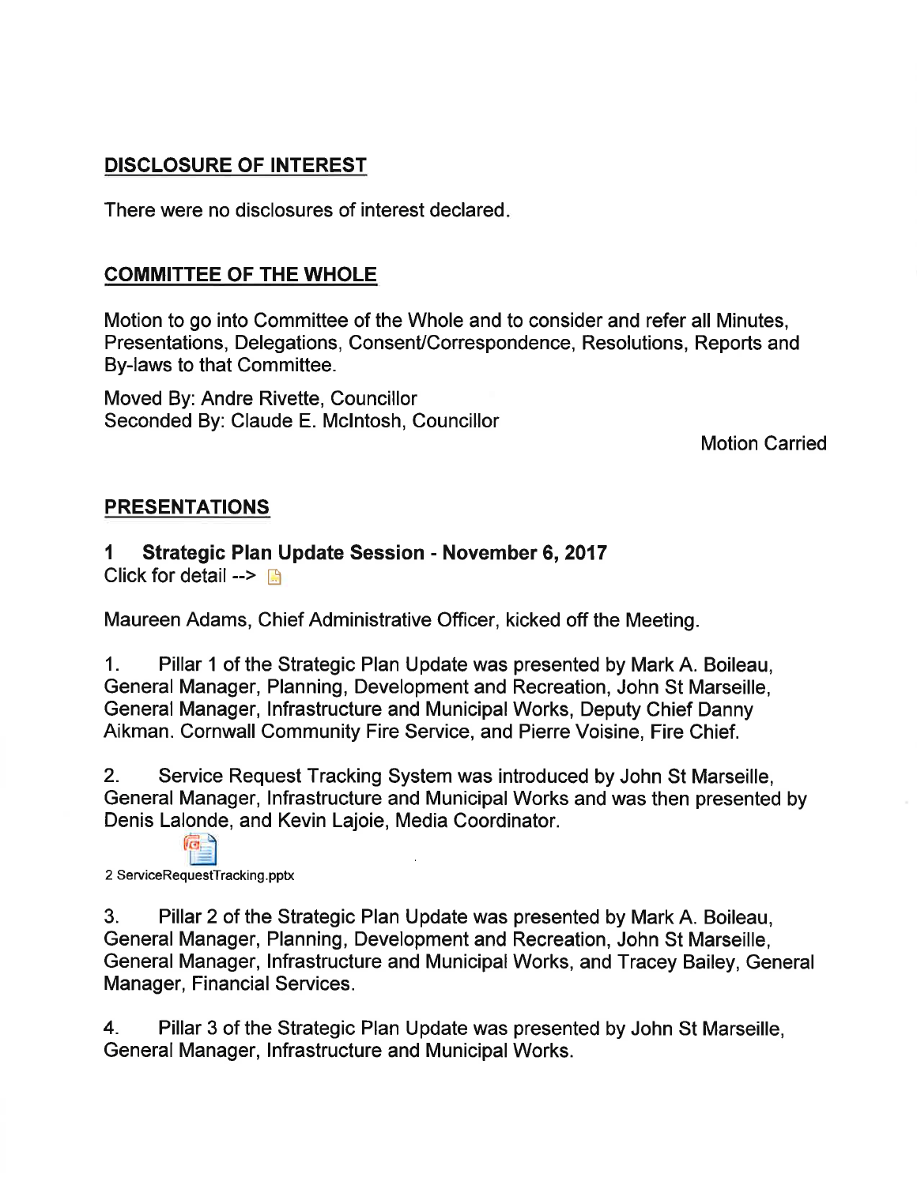## DISCLOSURE OF INTEREST

There were no disclosures of interest declared.

## COMMITTEE OF THE WHOLE

Motion to go into Committee of the Whole and to consider and refer all Minutes, Presentations, Delegations, Consent/Correspondence, Resolutions, Reports and By-laws to that Committee.

Moved By: Andre Rivette, Councillor
Seconded By: Claude E. McIntosh, Councillor

Motion Carried

## PRESENTATIONS

### 1 Strategic Plan Update Session - November 6, 2017

Click for detail -->

Maureen Adams, Chief Administrative Officer, kicked off the Meeting.

1. Pillar 1 of the Strategic Plan Update was presented by Mark A. Boileau, General Manager, Planning, Development and Recreation, John St Marseille, General Manager, Infrastructure and Municipal Works, Deputy Chief Danny Aikman. Cornwall Community Fire Service, and Pierre Voisine, Fire Chief.

2. Service Request Tracking System was introduced by John St Marseille, General Manager, Infrastructure and Municipal Works and was then presented by Denis Lalonde, and Kevin Lajoie, Media Coordinator.

2 ServiceRequestTracking.pptx

3. Pillar 2 of the Strategic Plan Update was presented by Mark A. Boileau, General Manager, Planning, Development and Recreation, John St Marseille, General Manager, Infrastructure and Municipal Works, and Tracey Bailey, General Manager, Financial Services.

4. Pillar 3 of the Strategic Plan Update was presented by John St Marseille, General Manager, Infrastructure and Municipal Works.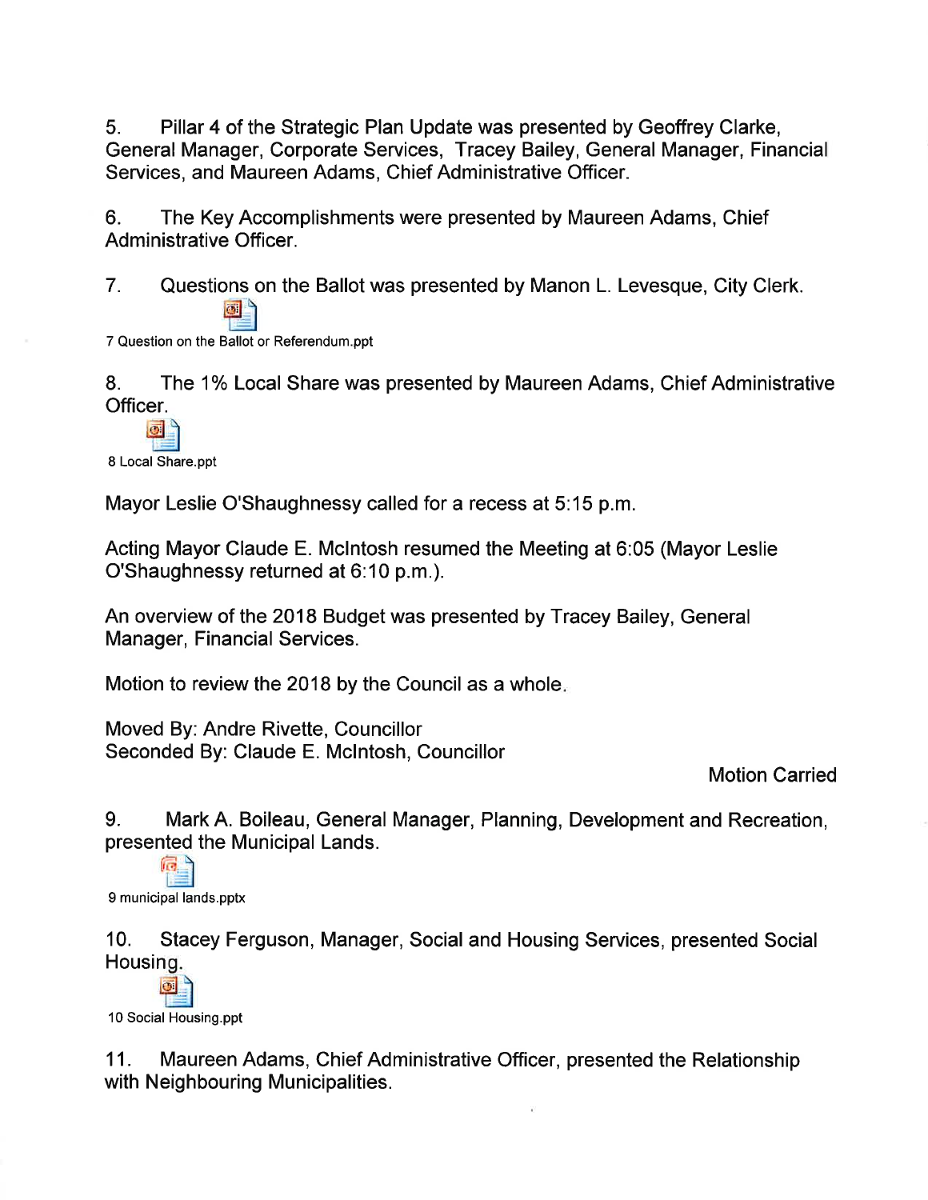5. Pillar 4 of the Strategic Plan Update was presented by Geoffrey Clarke, General Manager, Corporate Services, Tracey Bailey, General Manager, Financial Services, and Maureen Adams, Chief Administrative Officer.

6. The Key Accomplishments were presented by Maureen Adams, Chief Administrative Officer.

7. Questions on the Ballot was presented by Manon L. Levesque, City Clerk.

7 Question on the Ballot or Referendum.ppt

8. The 1% Local Share was presented by Maureen Adams, Chief Administrative Officer.

8 Local Share.ppt

Mayor Leslie O'Shaughnessy called for a recess at 5:15 p.m.

Acting Mayor Claude E. McIntosh resumed the Meeting at 6:05 (Mayor Leslie O'Shaughnessy returned at 6:10 p.m.).

An overview of the 2018 Budget was presented by Tracey Bailey, General Manager, Financial Services.

Motion to review the 2018 by the Council as a whole.

Moved By: Andre Rivette, Councillor
Seconded By: Claude E. McIntosh, Councillor

Motion Carried

9. Mark A. Boileau, General Manager, Planning, Development and Recreation, presented the Municipal Lands.

9 municipal lands.pptx

10. Stacey Ferguson, Manager, Social and Housing Services, presented Social Housing.

10 Social Housing.ppt

11. Maureen Adams, Chief Administrative Officer, presented the Relationship with Neighbouring Municipalities.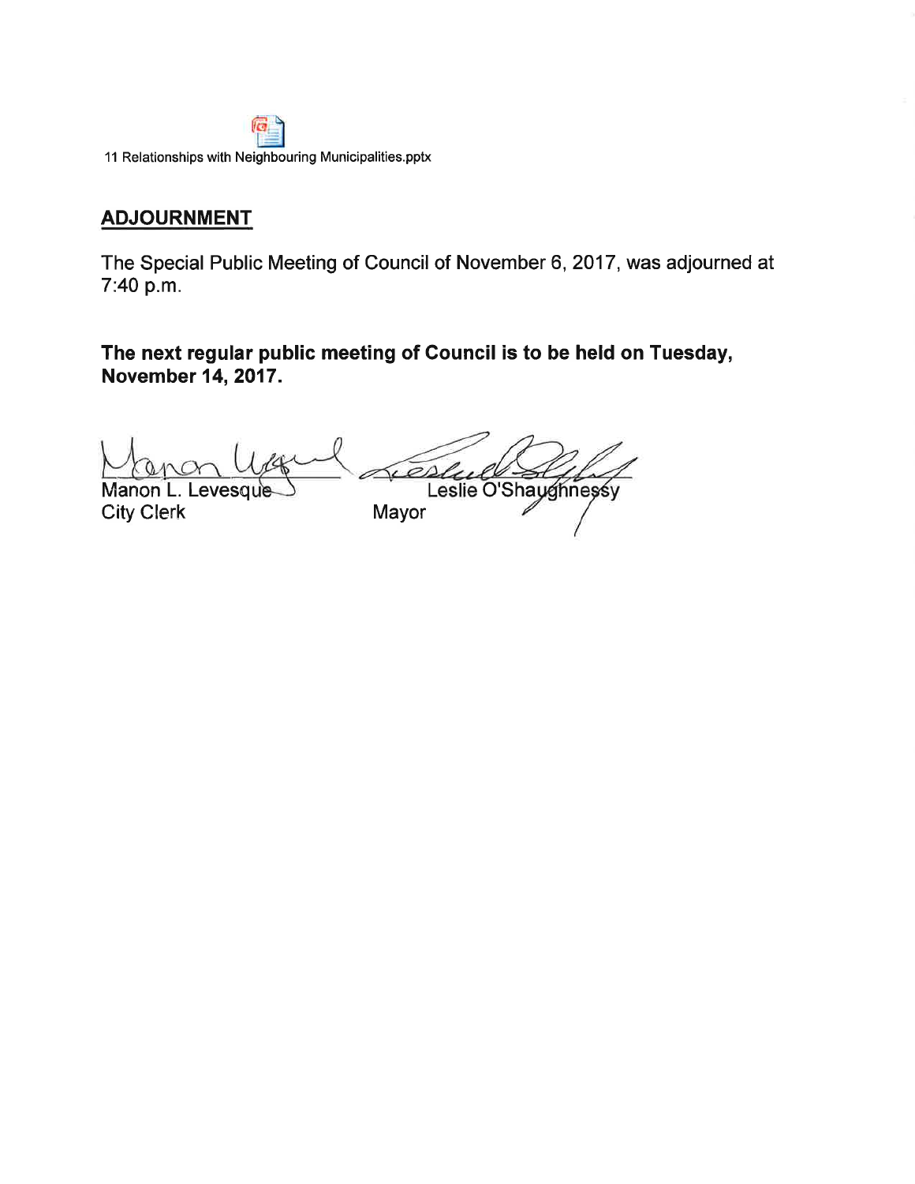11 Relationships with Neighbouring Municipalities.pptx

## ADJOURNMENT

The Special Public Meeting of Council of November 6, 2017, was adjourned at 7:40 p.m.

**The next regular public meeting of Council is to be held on Tuesday, November 14, 2017.**

| | |
|---|---|
| Manon L. Levesque | Leslie O'Shaughnessy |
| City Clerk | Mayor |